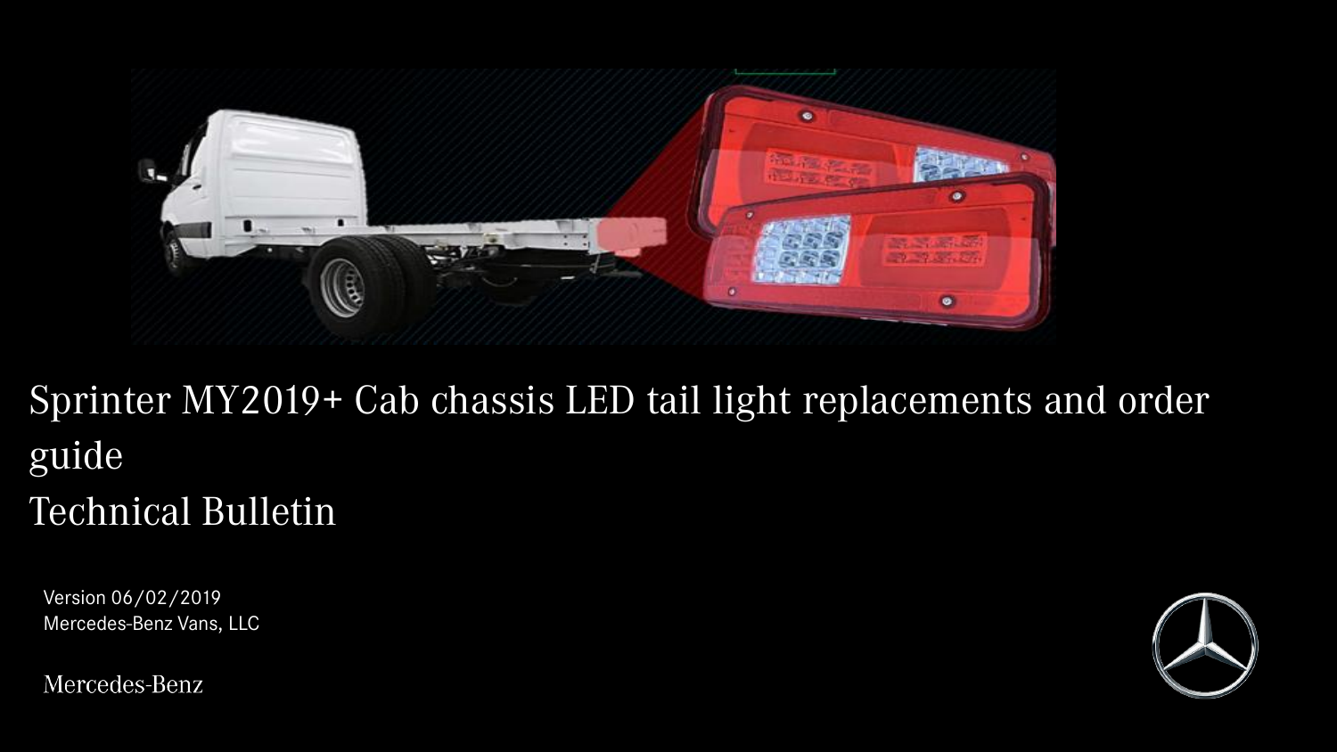# Sprinter MY2019+ Cab chassis LED tail light replacements and order guide

# Technical Bulletin

Version 06/02/2019
Mercedes-Benz Vans, LLC

Mercedes-Benz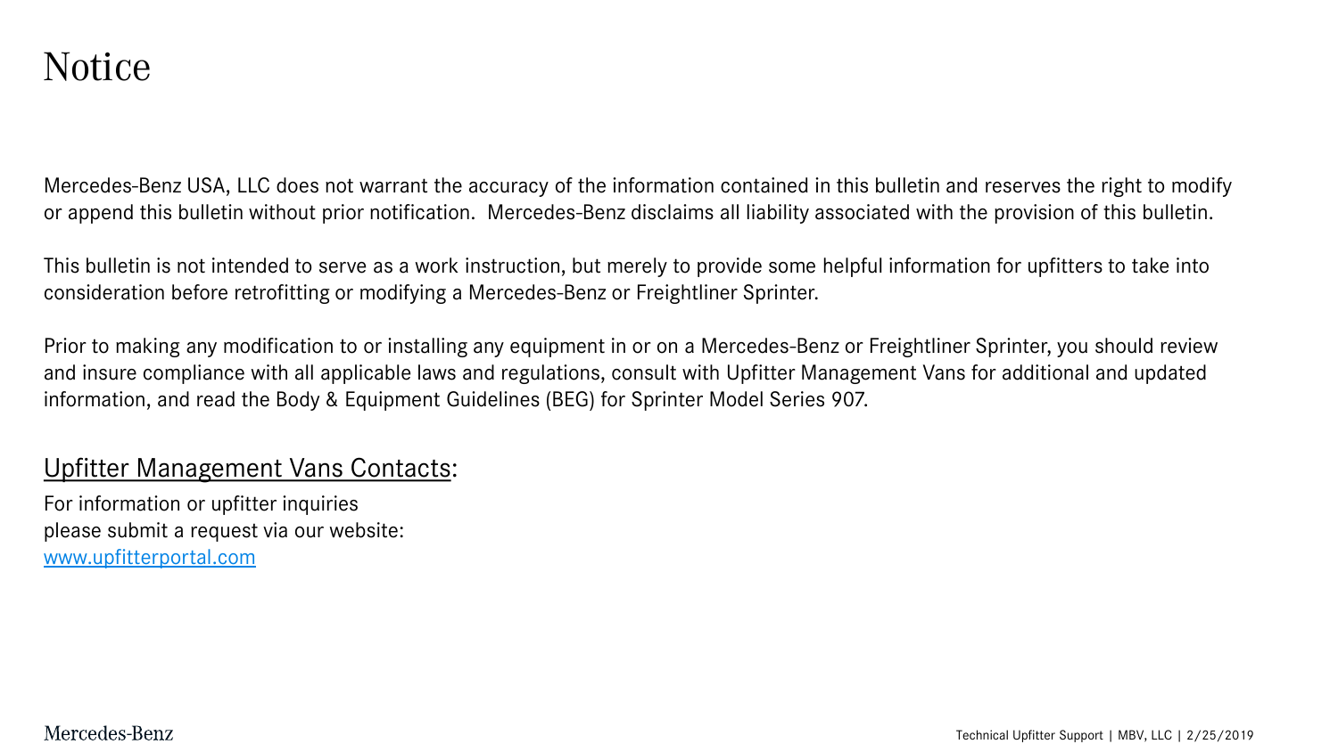# Notice

Mercedes-Benz USA, LLC does not warrant the accuracy of the information contained in this bulletin and reserves the right to modify or append this bulletin without prior notification. Mercedes-Benz disclaims all liability associated with the provision of this bulletin.

This bulletin is not intended to serve as a work instruction, but merely to provide some helpful information for upfitters to take into consideration before retrofitting or modifying a Mercedes-Benz or Freightliner Sprinter.

Prior to making any modification to or installing any equipment in or on a Mercedes-Benz or Freightliner Sprinter, you should review and insure compliance with all applicable laws and regulations, consult with Upfitter Management Vans for additional and updated information, and read the Body & Equipment Guidelines (BEG) for Sprinter Model Series 907.

## Upfitter Management Vans Contacts:

For information or upfitter inquiries
please submit a request via our website:
[www.upfitterportal.com](http://www.upfitterportal.com)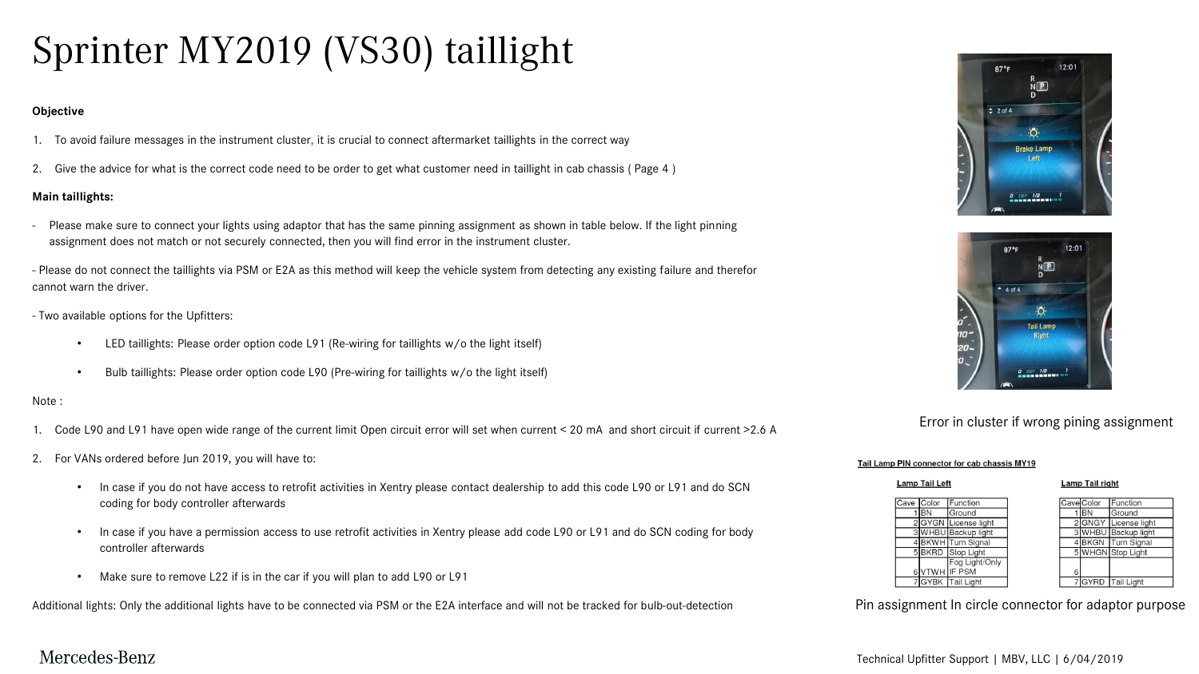# Sprinter MY2019 (VS30) taillight

**Objective**

1. To avoid failure messages in the instrument cluster, it is crucial to connect aftermarket taillights in the correct way
2. Give the advice for what is the correct code need to be order to get what customer need in taillight in cab chassis ( Page 4 )

**Main taillights:**

- Please make sure to connect your lights using adaptor that has the same pinning assignment as shown in table below. If the light pinning assignment does not match or not securely connected, then you will find error in the instrument cluster.

- Please do not connect the taillights via PSM or E2A as this method will keep the vehicle system from detecting any existing failure and therefor cannot warn the driver.

- Two available options for the Upfitters:
  - LED taillights: Please order option code L91 (Re-wiring for taillights w/o the light itself)
  - Bulb taillights: Please order option code L90 (Pre-wiring for taillights w/o the light itself)

Note :

1. Code L90 and L91 have open wide range of the current limit Open circuit error will set when current < 20 mA and short circuit if current >2.6 A
2. For VANs ordered before Jun 2019, you will have to:
   - In case if you do not have access to retrofit activities in Xentry please contact dealership to add this code L90 or L91 and do SCN coding for body controller afterwards
   - In case if you have a permission access to use retrofit activities in Xentry please add code L90 or L91 and do SCN coding for body controller afterwards
   - Make sure to remove L22 if is in the car if you will plan to add L90 or L91

Additional lights: Only the additional lights have to be connected via PSM or the E2A interface and will not be tracked for bulb-out-detection

Error in cluster if wrong pining assignment

**Tail Lamp PIN connector for cab chassis MY19**

**Lamp Tail Left**

| Cave | Color | Function |
|---|---|---|
| 1 | BN | Ground |
| 2 | GYGN | License light |
| 3 | WHBU | Backup light |
| 4 | BKWH | Turn Signal |
| 5 | BKRD | Stop Light |
| 6 | VTWH | Fog Light/Only IF PSM |
| 7 | GYBK | Tail Light |

**Lamp Tail right**

| Cave | Color | Function |
|---|---|---|
| 1 | BN | Ground |
| 2 | GNGY | License light |
| 3 | WHBU | Backup light |
| 4 | BKGN | Turn Signal |
| 5 | WHGN | Stop Light |
| 6 | | |
| 7 | GYRD | Tail Light |

Pin assignment In circle connector for adaptor purpose

Technical Upfitter Support | MBV, LLC | 6/04/2019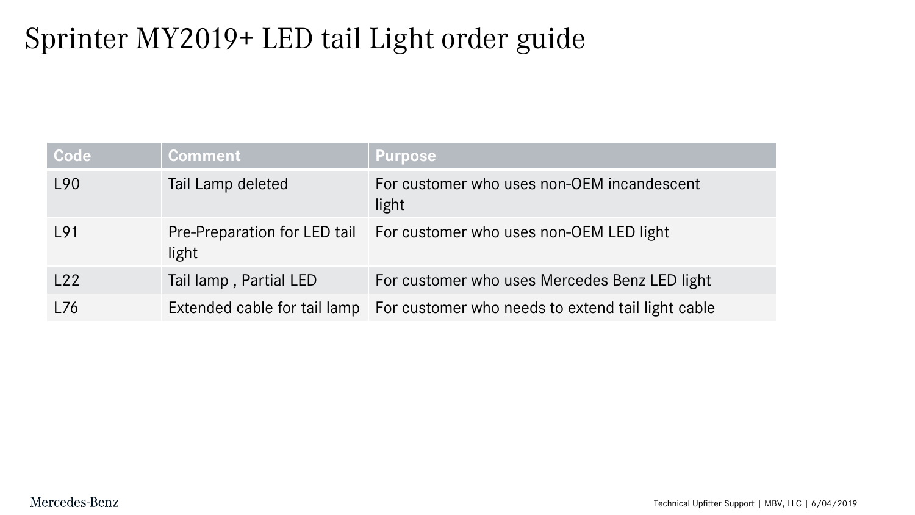# Sprinter MY2019+ LED tail Light order guide

| Code | Comment | Purpose |
|---|---|---|
| L90 | Tail Lamp deleted | For customer who uses non-OEM incandescent light |
| L91 | Pre-Preparation for LED tail light | For customer who uses non-OEM LED light |
| L22 | Tail lamp , Partial LED | For customer who uses Mercedes Benz LED light |
| L76 | Extended cable for tail lamp | For customer who needs to extend tail light cable |